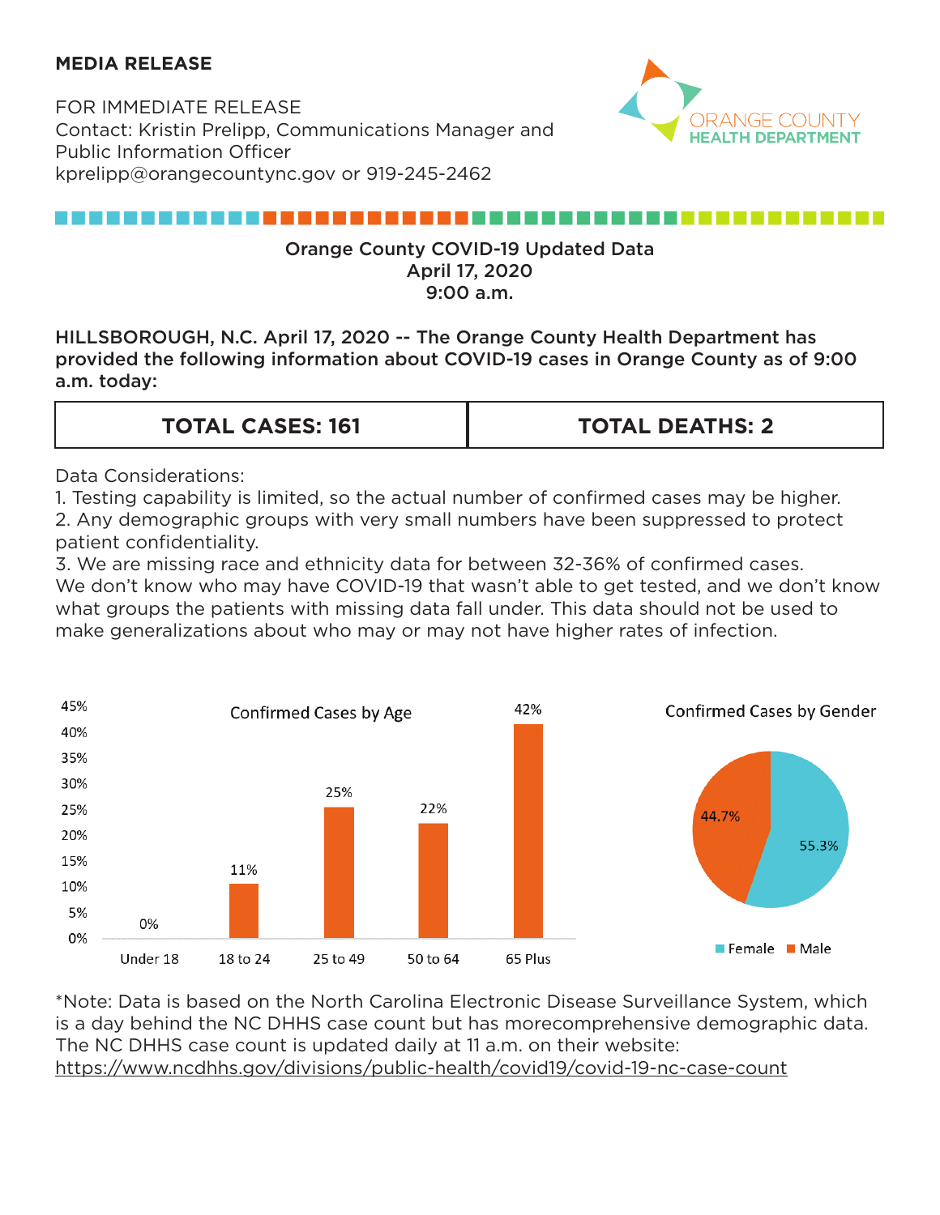**MEDIA RELEASE**

FOR IMMEDIATE RELEASE
Contact: Kristin Prelipp, Communications Manager and Public Information Officer
kprelipp@orangecountync.gov or 919-245-2462

ORANGE COUNTY
HEALTH DEPARTMENT

**Orange County COVID-19 Updated Data**
**April 17, 2020**
**9:00 a.m.**

**HILLSBOROUGH, N.C. April 17, 2020 -- The Orange County Health Department has provided the following information about COVID-19 cases in Orange County as of 9:00 a.m. today:**

| | |
|---|---|
| **TOTAL CASES: 161** | **TOTAL DEATHS: 2** |

Data Considerations:

1. Testing capability is limited, so the actual number of confirmed cases may be higher.
2. Any demographic groups with very small numbers have been suppressed to protect patient confidentiality.
3. We are missing race and ethnicity data for between 32-36% of confirmed cases.

We don't know who may have COVID-19 that wasn't able to get tested, and we don't know what groups the patients with missing data fall under. This data should not be used to make generalizations about who may or may not have higher rates of infection.

Confirmed Cases by Age

45%
40%
35%
30%
25%
20%
15%
10%
5%
0%

Under 18: 0%
18 to 24: 11%
25 to 49: 25%
50 to 64: 22%
65 Plus: 42%

Confirmed Cases by Gender

44.7%
55.3%

Female
Male

*Note: Data is based on the North Carolina Electronic Disease Surveillance System, which is a day behind the NC DHHS case count but has morecomprehensive demographic data. The NC DHHS case count is updated daily at 11 a.m. on their website: https://www.ncdhhs.gov/divisions/public-health/covid19/covid-19-nc-case-count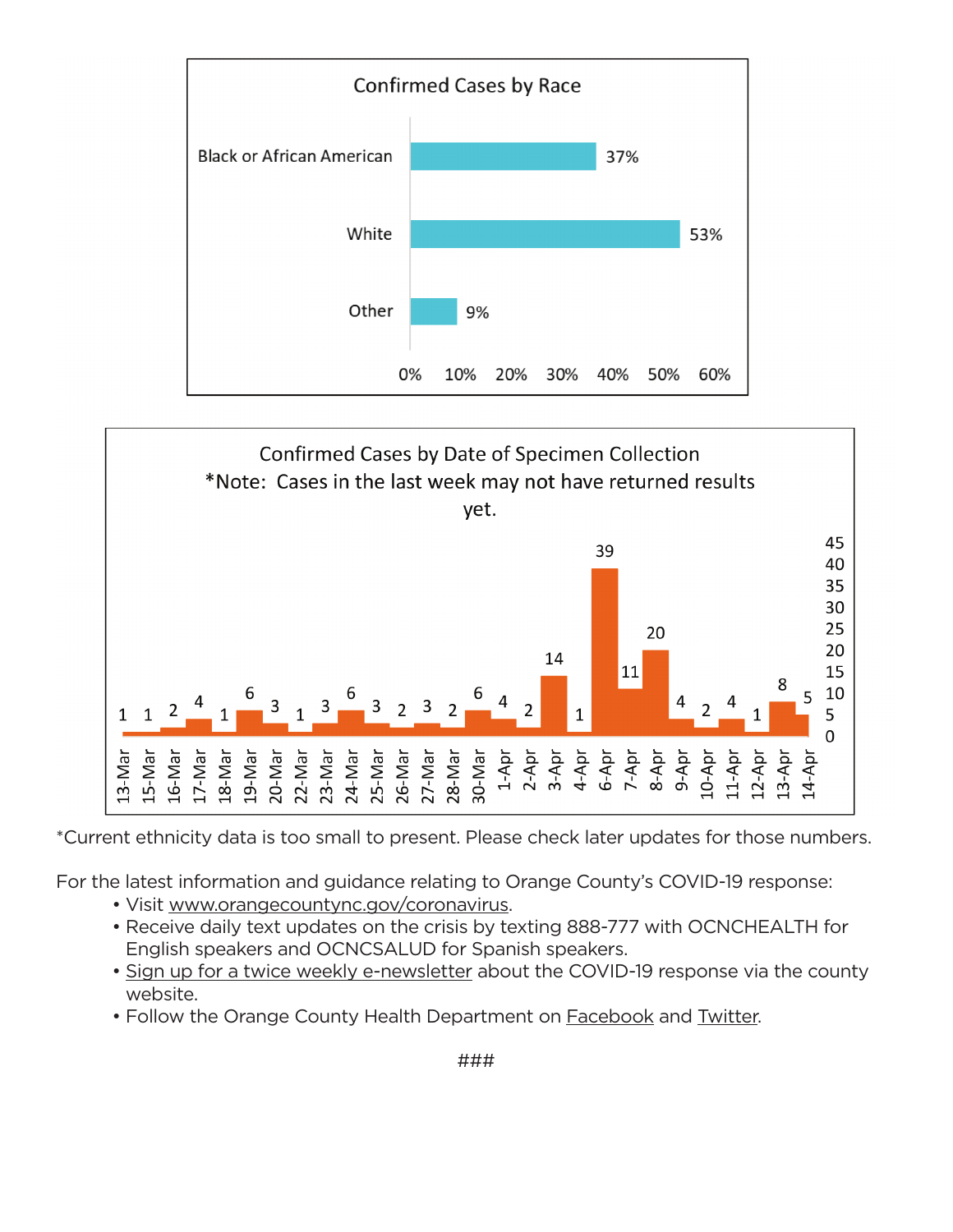Confirmed Cases by Race

Black or African American 37%

White 53%

Other 9%

0% 10% 20% 30% 40% 50% 60%

Confirmed Cases by Date of Specimen Collection
*Note: Cases in the last week may not have returned results yet.

1 1 2 4 1 6 3 1 3 6 3 2 3 2 6 4 2 14 1 39 11 20 4 2 4 1 8 5

13-Mar 15-Mar 16-Mar 17-Mar 18-Mar 19-Mar 20-Mar 22-Mar 23-Mar 24-Mar 25-Mar 26-Mar 27-Mar 28-Mar 30-Mar 1-Apr 2-Apr 3-Apr 4-Apr 6-Apr 7-Apr 8-Apr 9-Apr 10-Apr 11-Apr 12-Apr 13-Apr 14-Apr

45 40 35 30 25 20 15 10 5 0

*Current ethnicity data is too small to present. Please check later updates for those numbers.

For the latest information and guidance relating to Orange County's COVID-19 response:

- Visit www.orangecountync.gov/coronavirus.
- Receive daily text updates on the crisis by texting 888-777 with OCNCHEALTH for English speakers and OCNCSALUD for Spanish speakers.
- Sign up for a twice weekly e-newsletter about the COVID-19 response via the county website.
- Follow the Orange County Health Department on Facebook and Twitter.

###